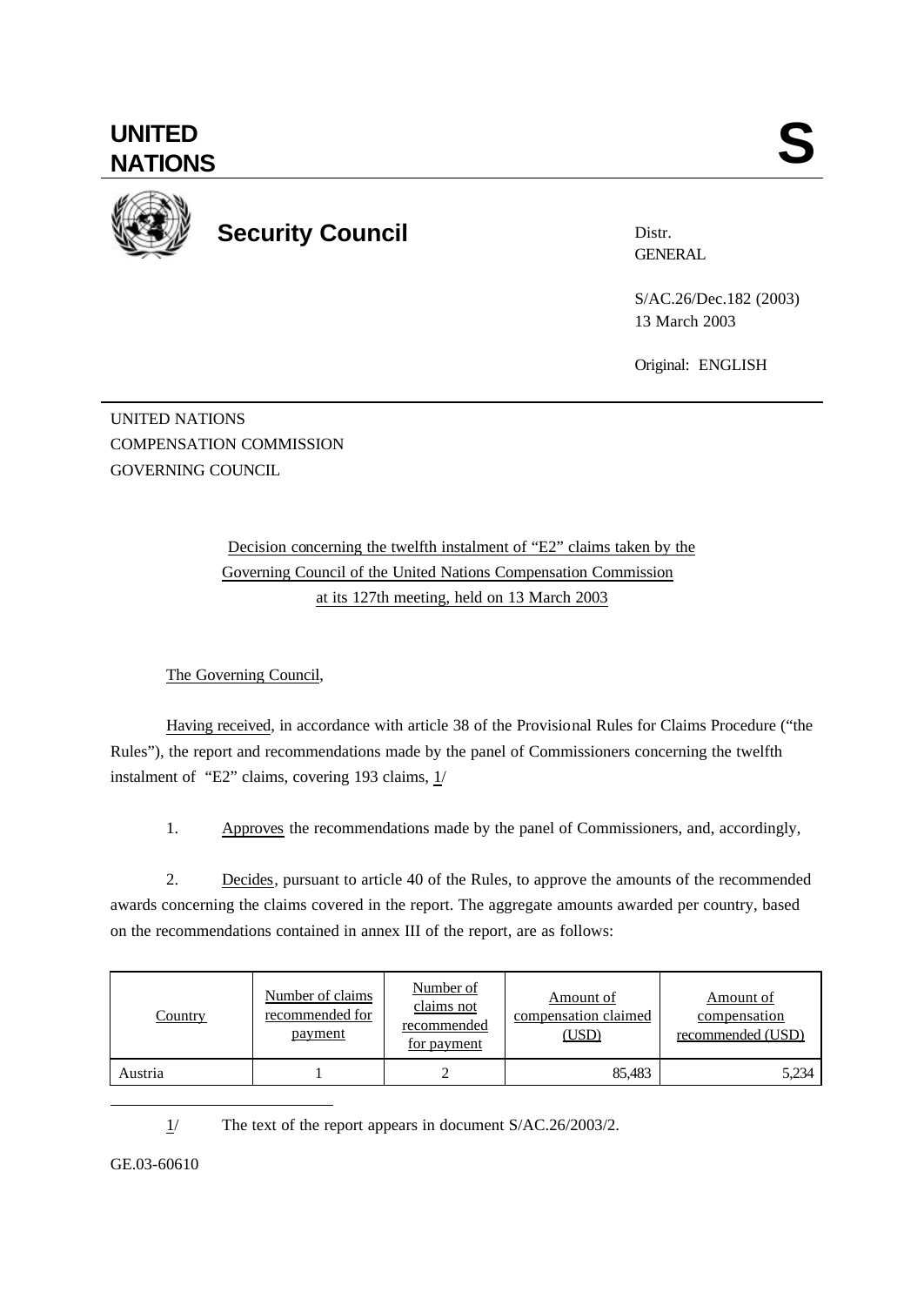# UNITED NATIONS

**S**

## Security Council

Distr.
GENERAL

S/AC.26/Dec.182 (2003)
13 March 2003

Original: ENGLISH

UNITED NATIONS
COMPENSATION COMMISSION
GOVERNING COUNCIL

Decision concerning the twelfth instalment of "E2" claims taken by the Governing Council of the United Nations Compensation Commission at its 127th meeting, held on 13 March 2003

The Governing Council,

Having received, in accordance with article 38 of the Provisional Rules for Claims Procedure ("the Rules"), the report and recommendations made by the panel of Commissioners concerning the twelfth instalment of "E2" claims, covering 193 claims, 1/

1. Approves the recommendations made by the panel of Commissioners, and, accordingly,

2. Decides, pursuant to article 40 of the Rules, to approve the amounts of the recommended awards concerning the claims covered in the report. The aggregate amounts awarded per country, based on the recommendations contained in annex III of the report, are as follows:

| Country | Number of claims recommended for payment | Number of claims not recommended for payment | Amount of compensation claimed (USD) | Amount of compensation recommended (USD) |
|---|---|---|---|---|
| Austria | 1 | 2 | 85,483 | 5,234 |

1/ The text of the report appears in document S/AC.26/2003/2.

GE.03-60610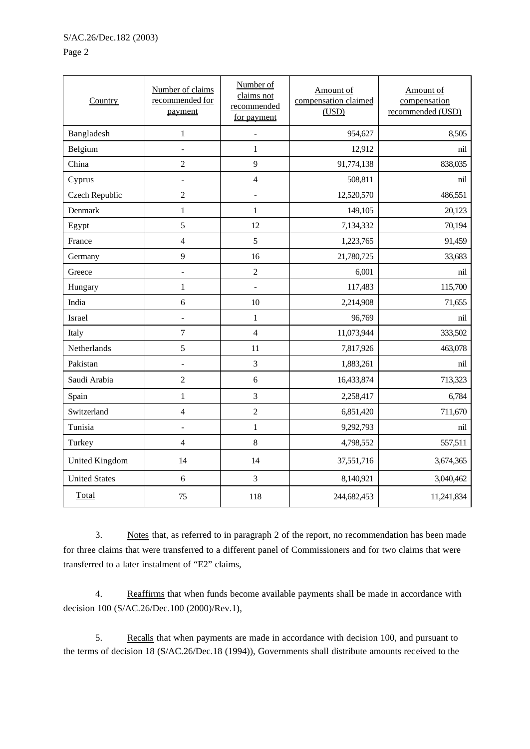| Country | Number of claims recommended for payment | Number of claims not recommended for payment | Amount of compensation claimed (USD) | Amount of compensation recommended (USD) |
|---|---|---|---|---|
| Bangladesh | 1 | - | 954,627 | 8,505 |
| Belgium | - | 1 | 12,912 | nil |
| China | 2 | 9 | 91,774,138 | 838,035 |
| Cyprus | - | 4 | 508,811 | nil |
| Czech Republic | 2 | - | 12,520,570 | 486,551 |
| Denmark | 1 | 1 | 149,105 | 20,123 |
| Egypt | 5 | 12 | 7,134,332 | 70,194 |
| France | 4 | 5 | 1,223,765 | 91,459 |
| Germany | 9 | 16 | 21,780,725 | 33,683 |
| Greece | - | 2 | 6,001 | nil |
| Hungary | 1 | - | 117,483 | 115,700 |
| India | 6 | 10 | 2,214,908 | 71,655 |
| Israel | - | 1 | 96,769 | nil |
| Italy | 7 | 4 | 11,073,944 | 333,502 |
| Netherlands | 5 | 11 | 7,817,926 | 463,078 |
| Pakistan | - | 3 | 1,883,261 | nil |
| Saudi Arabia | 2 | 6 | 16,433,874 | 713,323 |
| Spain | 1 | 3 | 2,258,417 | 6,784 |
| Switzerland | 4 | 2 | 6,851,420 | 711,670 |
| Tunisia | - | 1 | 9,292,793 | nil |
| Turkey | 4 | 8 | 4,798,552 | 557,511 |
| United Kingdom | 14 | 14 | 37,551,716 | 3,674,365 |
| United States | 6 | 3 | 8,140,921 | 3,040,462 |
| Total | 75 | 118 | 244,682,453 | 11,241,834 |

3. Notes that, as referred to in paragraph 2 of the report, no recommendation has been made for three claims that were transferred to a different panel of Commissioners and for two claims that were transferred to a later instalment of "E2" claims,

4. Reaffirms that when funds become available payments shall be made in accordance with decision 100 (S/AC.26/Dec.100 (2000)/Rev.1),

5. Recalls that when payments are made in accordance with decision 100, and pursuant to the terms of decision 18 (S/AC.26/Dec.18 (1994)), Governments shall distribute amounts received to the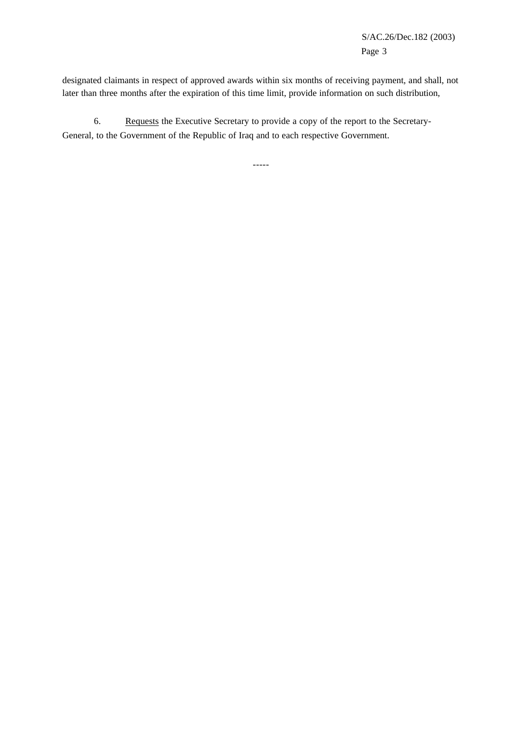designated claimants in respect of approved awards within six months of receiving payment, and shall, not later than three months after the expiration of this time limit, provide information on such distribution,

6. Requests the Executive Secretary to provide a copy of the report to the Secretary-General, to the Government of the Republic of Iraq and to each respective Government.

-----